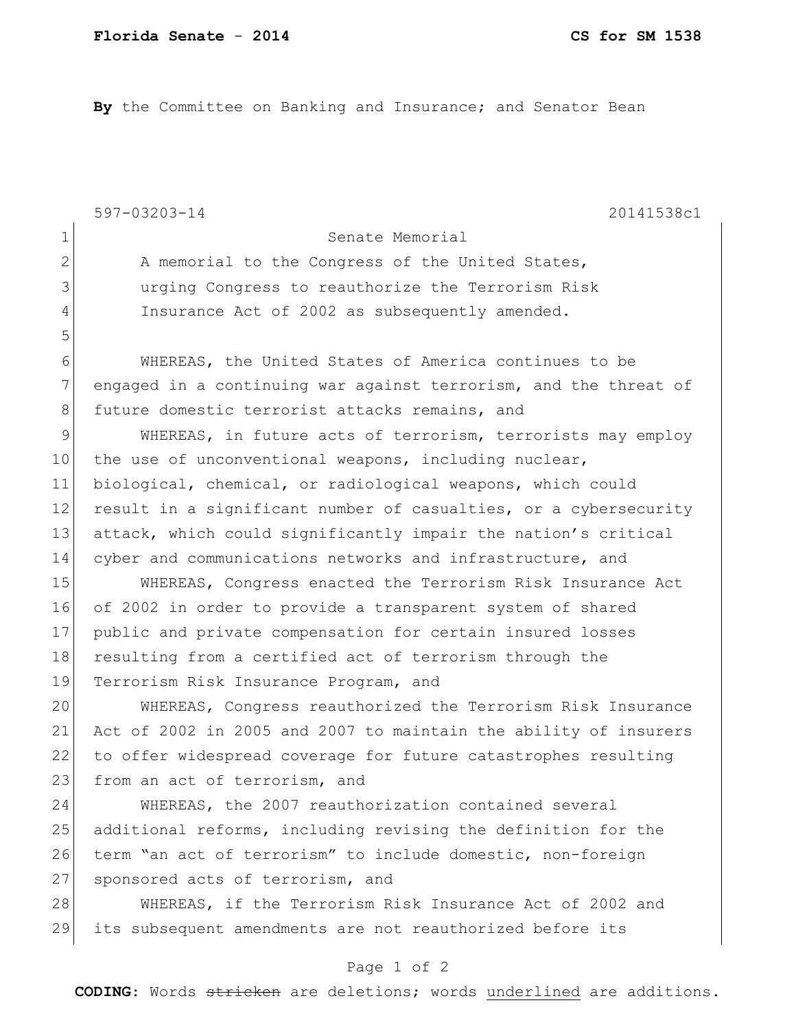**By** the Committee on Banking and Insurance; and Senator Bean

597-03203-14 20141538c1

Senate Memorial

A memorial to the Congress of the United States, urging Congress to reauthorize the Terrorism Risk Insurance Act of 2002 as subsequently amended.

WHEREAS, the United States of America continues to be engaged in a continuing war against terrorism, and the threat of future domestic terrorist attacks remains, and

WHEREAS, in future acts of terrorism, terrorists may employ the use of unconventional weapons, including nuclear, biological, chemical, or radiological weapons, which could result in a significant number of casualties, or a cybersecurity attack, which could significantly impair the nation's critical cyber and communications networks and infrastructure, and

WHEREAS, Congress enacted the Terrorism Risk Insurance Act of 2002 in order to provide a transparent system of shared public and private compensation for certain insured losses resulting from a certified act of terrorism through the Terrorism Risk Insurance Program, and

WHEREAS, Congress reauthorized the Terrorism Risk Insurance Act of 2002 in 2005 and 2007 to maintain the ability of insurers to offer widespread coverage for future catastrophes resulting from an act of terrorism, and

WHEREAS, the 2007 reauthorization contained several additional reforms, including revising the definition for the term "an act of terrorism" to include domestic, non-foreign sponsored acts of terrorism, and

WHEREAS, if the Terrorism Risk Insurance Act of 2002 and its subsequent amendments are not reauthorized before its

**CODING:** Words ~~stricken~~ are deletions; words <u>underlined</u> are additions.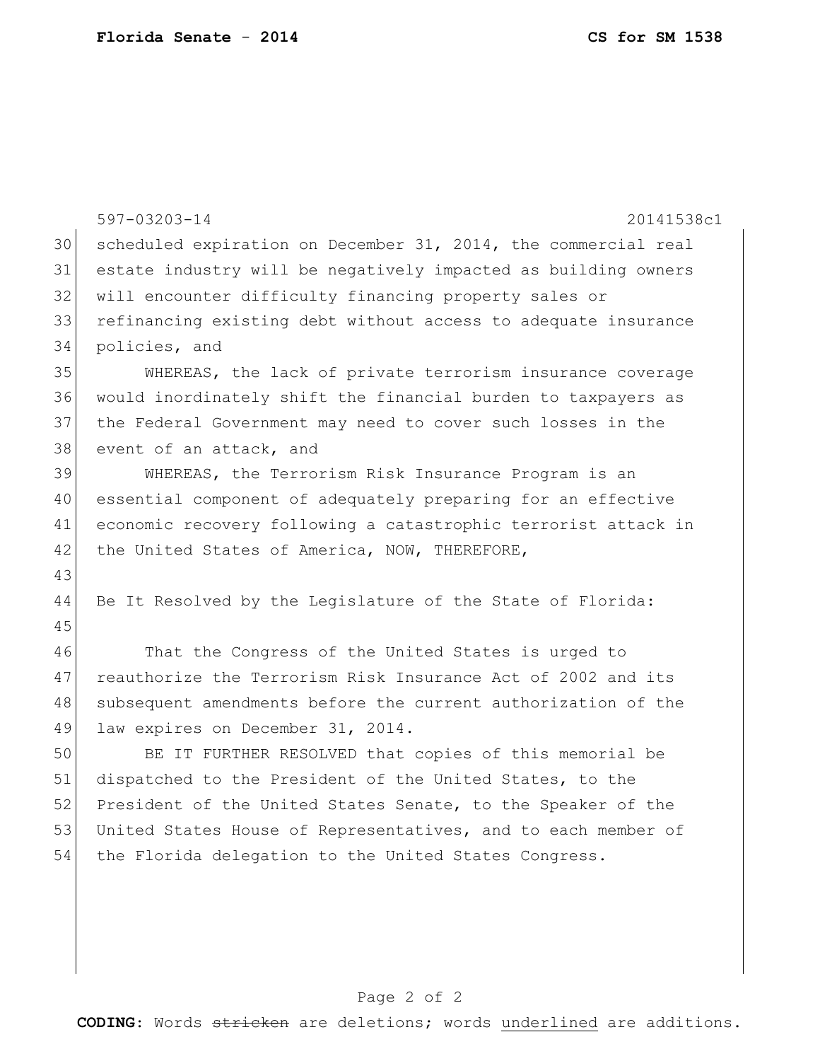scheduled expiration on December 31, 2014, the commercial real estate industry will be negatively impacted as building owners will encounter difficulty financing property sales or refinancing existing debt without access to adequate insurance policies, and

WHEREAS, the lack of private terrorism insurance coverage would inordinately shift the financial burden to taxpayers as the Federal Government may need to cover such losses in the event of an attack, and

WHEREAS, the Terrorism Risk Insurance Program is an essential component of adequately preparing for an effective economic recovery following a catastrophic terrorist attack in the United States of America, NOW, THEREFORE,

Be It Resolved by the Legislature of the State of Florida:

That the Congress of the United States is urged to reauthorize the Terrorism Risk Insurance Act of 2002 and its subsequent amendments before the current authorization of the law expires on December 31, 2014.

BE IT FURTHER RESOLVED that copies of this memorial be dispatched to the President of the United States, to the President of the United States Senate, to the Speaker of the United States House of Representatives, and to each member of the Florida delegation to the United States Congress.